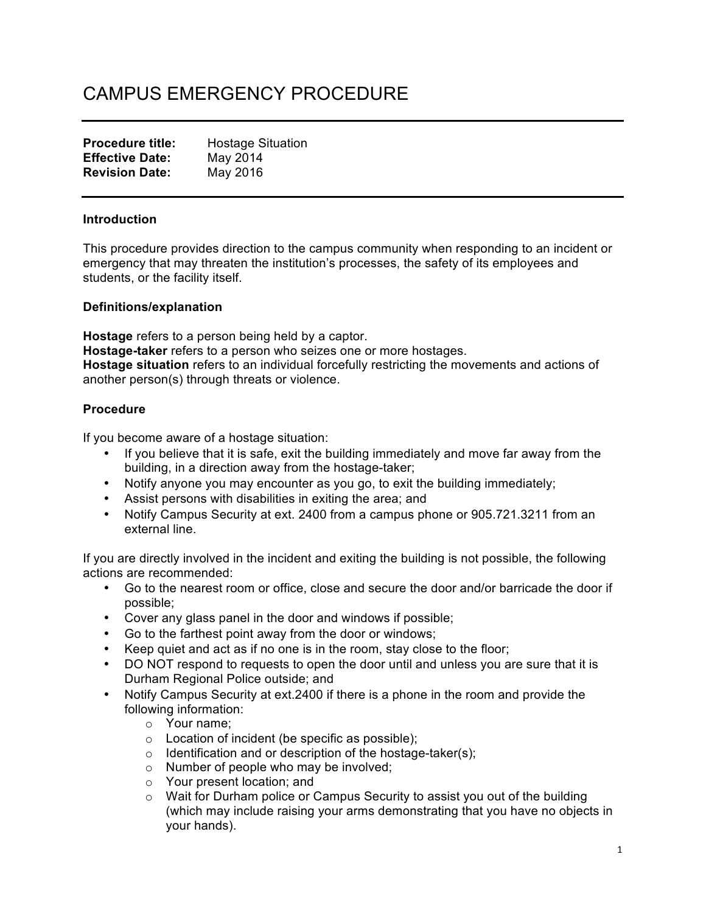# CAMPUS EMERGENCY PROCEDURE

**Procedure title:** Hostage Situation
**Effective Date:** May 2014
**Revision Date:** May 2016

### Introduction

This procedure provides direction to the campus community when responding to an incident or emergency that may threaten the institution's processes, the safety of its employees and students, or the facility itself.

### Definitions/explanation

**Hostage** refers to a person being held by a captor.
**Hostage-taker** refers to a person who seizes one or more hostages.
**Hostage situation** refers to an individual forcefully restricting the movements and actions of another person(s) through threats or violence.

### Procedure

If you become aware of a hostage situation:

- If you believe that it is safe, exit the building immediately and move far away from the building, in a direction away from the hostage-taker;
- Notify anyone you may encounter as you go, to exit the building immediately;
- Assist persons with disabilities in exiting the area; and
- Notify Campus Security at ext. 2400 from a campus phone or 905.721.3211 from an external line.

If you are directly involved in the incident and exiting the building is not possible, the following actions are recommended:

- Go to the nearest room or office, close and secure the door and/or barricade the door if possible;
- Cover any glass panel in the door and windows if possible;
- Go to the farthest point away from the door or windows;
- Keep quiet and act as if no one is in the room, stay close to the floor;
- DO NOT respond to requests to open the door until and unless you are sure that it is Durham Regional Police outside; and
- Notify Campus Security at ext.2400 if there is a phone in the room and provide the following information:
  - Your name;
  - Location of incident (be specific as possible);
  - Identification and or description of the hostage-taker(s);
  - Number of people who may be involved;
  - Your present location; and
  - Wait for Durham police or Campus Security to assist you out of the building (which may include raising your arms demonstrating that you have no objects in your hands).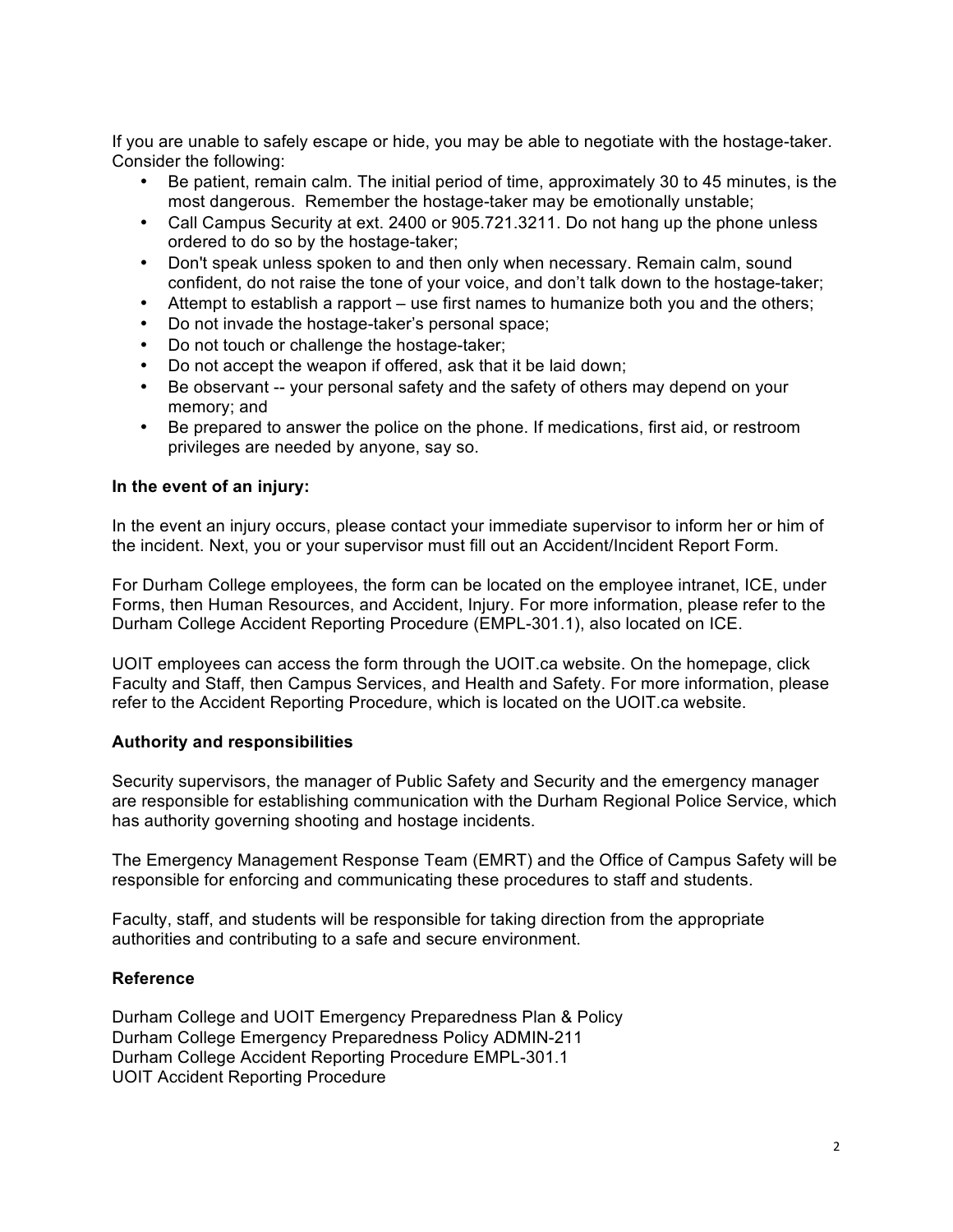If you are unable to safely escape or hide, you may be able to negotiate with the hostage-taker. Consider the following:

- Be patient, remain calm. The initial period of time, approximately 30 to 45 minutes, is the most dangerous. Remember the hostage-taker may be emotionally unstable;
- Call Campus Security at ext. 2400 or 905.721.3211. Do not hang up the phone unless ordered to do so by the hostage-taker;
- Don't speak unless spoken to and then only when necessary. Remain calm, sound confident, do not raise the tone of your voice, and don't talk down to the hostage-taker;
- Attempt to establish a rapport – use first names to humanize both you and the others;
- Do not invade the hostage-taker's personal space;
- Do not touch or challenge the hostage-taker;
- Do not accept the weapon if offered, ask that it be laid down;
- Be observant -- your personal safety and the safety of others may depend on your memory; and
- Be prepared to answer the police on the phone. If medications, first aid, or restroom privileges are needed by anyone, say so.

**In the event of an injury:**

In the event an injury occurs, please contact your immediate supervisor to inform her or him of the incident. Next, you or your supervisor must fill out an Accident/Incident Report Form.

For Durham College employees, the form can be located on the employee intranet, ICE, under Forms, then Human Resources, and Accident, Injury. For more information, please refer to the Durham College Accident Reporting Procedure (EMPL-301.1), also located on ICE.

UOIT employees can access the form through the UOIT.ca website. On the homepage, click Faculty and Staff, then Campus Services, and Health and Safety. For more information, please refer to the Accident Reporting Procedure, which is located on the UOIT.ca website.

**Authority and responsibilities**

Security supervisors, the manager of Public Safety and Security and the emergency manager are responsible for establishing communication with the Durham Regional Police Service, which has authority governing shooting and hostage incidents.

The Emergency Management Response Team (EMRT) and the Office of Campus Safety will be responsible for enforcing and communicating these procedures to staff and students.

Faculty, staff, and students will be responsible for taking direction from the appropriate authorities and contributing to a safe and secure environment.

**Reference**

Durham College and UOIT Emergency Preparedness Plan & Policy
Durham College Emergency Preparedness Policy ADMIN-211
Durham College Accident Reporting Procedure EMPL-301.1
UOIT Accident Reporting Procedure